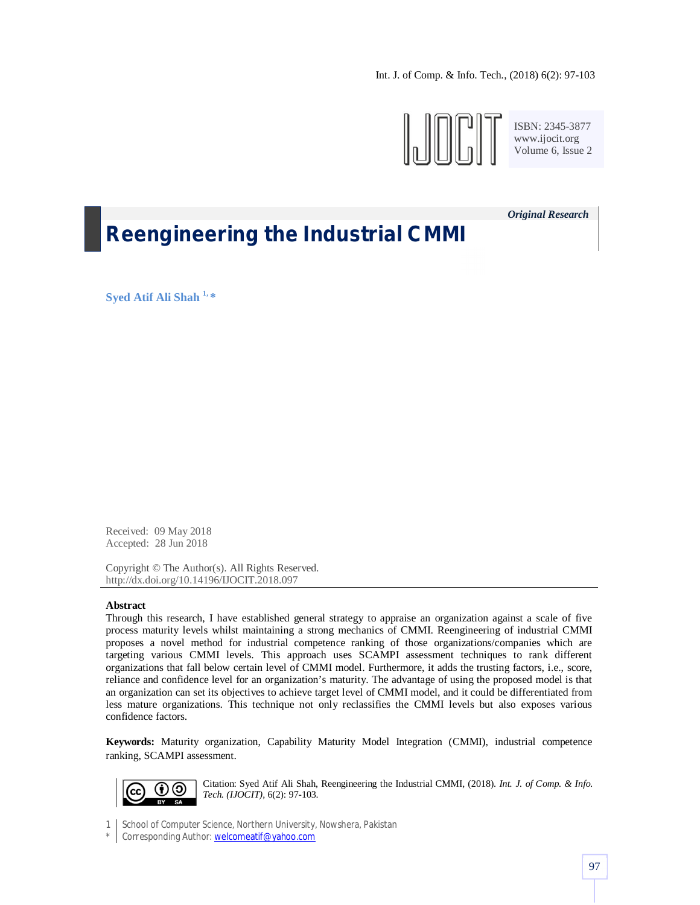Original Research

# Reengineering the Industrial CMMI

**Syed Atif Ali Shah [1,*]**

Received: 09 May 2018
Accepted: 28 Jun 2018

Copyright © The Author(s). All Rights Reserved.
http://dx.doi.org/10.14196/IJOCIT.2018.097

## Abstract

Through this research, I have established general strategy to appraise an organization against a scale of five process maturity levels whilst maintaining a strong mechanics of CMMI. Reengineering of industrial CMMI proposes a novel method for industrial competence ranking of those organizations/companies which are targeting various CMMI levels. This approach uses SCAMPI assessment techniques to rank different organizations that fall below certain level of CMMI model. Furthermore, it adds the trusting factors, i.e., score, reliance and confidence level for an organization's maturity. The advantage of using the proposed model is that an organization can set its objectives to achieve target level of CMMI model, and it could be differentiated from less mature organizations. This technique not only reclassifies the CMMI levels but also exposes various confidence factors.

**Keywords:** Maturity organization, Capability Maturity Model Integration (CMMI), industrial competence ranking, SCAMPI assessment.

Citation: Syed Atif Ali Shah, Reengineering the Industrial CMMI, (2018). *Int. J. of Comp. & Info. Tech. (IJOCIT)*, 6(2): 97-103.

1 | School of Computer Science, Northern University, Nowshera, Pakistan
* | Corresponding Author: welcomeatif@yahoo.com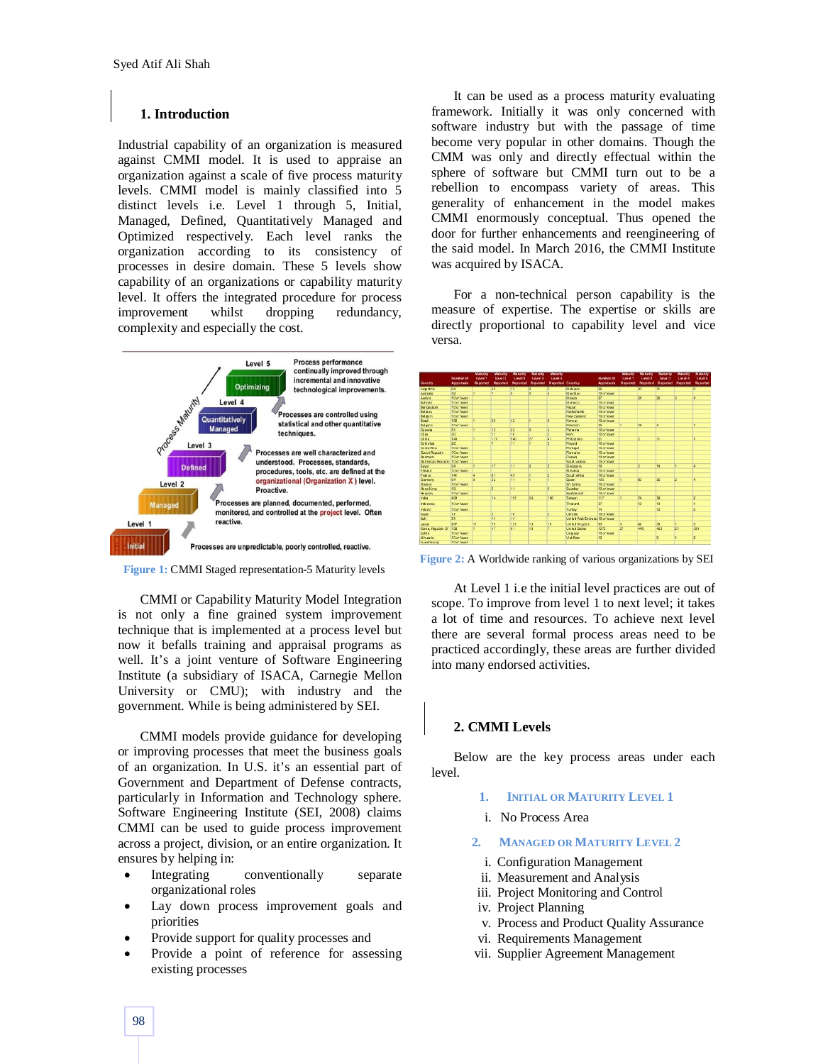## 1. Introduction

Industrial capability of an organization is measured against CMMI model. It is used to appraise an organization against a scale of five process maturity levels. CMMI model is mainly classified into 5 distinct levels i.e. Level 1 through 5, Initial, Managed, Defined, Quantitatively Managed and Optimized respectively. Each level ranks the organization according to its consistency of processes in desire domain. These 5 levels show capability of an organizations or capability maturity level. It offers the integrated procedure for process improvement whilst dropping redundancy, complexity and especially the cost.

Figure 1: CMMI Staged representation-5 Maturity levels

CMMI or Capability Maturity Model Integration is not only a fine grained system improvement technique that is implemented at a process level but now it befalls training and appraisal programs as well. It's a joint venture of Software Engineering Institute (a subsidiary of ISACA, Carnegie Mellon University or CMU); with industry and the government. While is being administered by SEI.

CMMI models provide guidance for developing or improving processes that meet the business goals of an organization. In U.S. it's an essential part of Government and Department of Defense contracts, particularly in Information and Technology sphere. Software Engineering Institute (SEI, 2008) claims CMMI can be used to guide process improvement across a project, division, or an entire organization. It ensures by helping in:

- Integrating conventionally separate organizational roles
- Lay down process improvement goals and priorities
- Provide support for quality processes and
- Provide a point of reference for assessing existing processes

It can be used as a process maturity evaluating framework. Initially it was only concerned with software industry but with the passage of time become very popular in other domains. Though the CMM was only and directly effectual within the sphere of software but CMMI turn out to be a rebellion to encompass variety of areas. This generality of enhancement in the model makes CMMI enormously conceptual. Thus opened the door for further enhancements and reengineering of the said model. In March 2016, the CMMI Institute was acquired by ISACA.

For a non-technical person capability is the measure of expertise. The expertise or skills are directly proportional to capability level and vice versa.

Figure 2: A Worldwide ranking of various organizations by SEI

At Level 1 i.e the initial level practices are out of scope. To improve from level 1 to next level; it takes a lot of time and resources. To achieve next level there are several formal process areas need to be practiced accordingly, these areas are further divided into many endorsed activities.

## 2. CMMI Levels

Below are the key process areas under each level.

1. **Initial or Maturity Level 1**
   i. No Process Area

2. **Managed or Maturity Level 2**
   i. Configuration Management
   ii. Measurement and Analysis
   iii. Project Monitoring and Control
   iv. Project Planning
   v. Process and Product Quality Assurance
   vi. Requirements Management
   vii. Supplier Agreement Management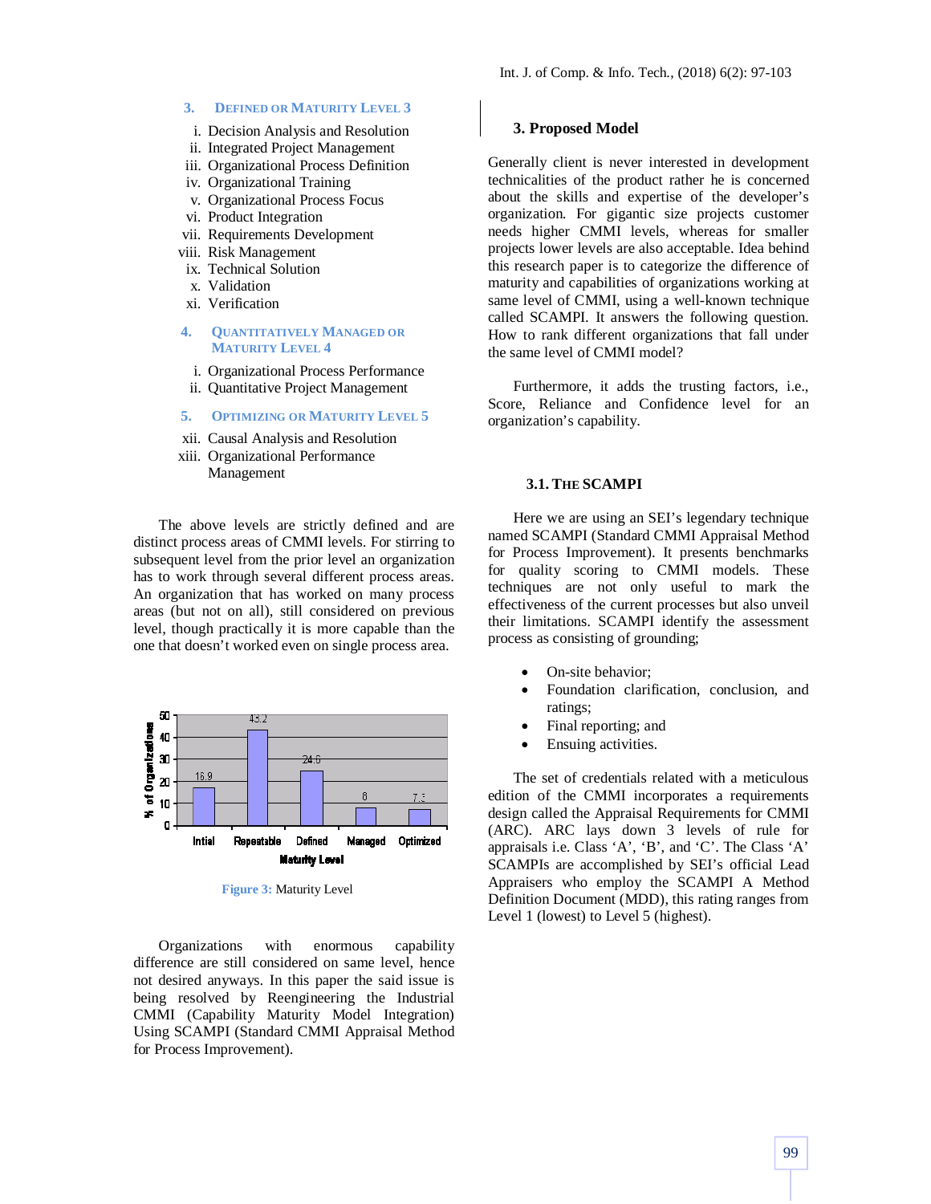### 3. Defined or Maturity Level 3

i. Decision Analysis and Resolution
ii. Integrated Project Management
iii. Organizational Process Definition
iv. Organizational Training
v. Organizational Process Focus
vi. Product Integration
vii. Requirements Development
viii. Risk Management
ix. Technical Solution
x. Validation
xi. Verification

### 4. Quantitatively Managed or Maturity Level 4

i. Organizational Process Performance
ii. Quantitative Project Management

### 5. Optimizing or Maturity Level 5

xii. Causal Analysis and Resolution
xiii. Organizational Performance Management

The above levels are strictly defined and are distinct process areas of CMMI levels. For stirring to subsequent level from the prior level an organization has to work through several different process areas. An organization that has worked on many process areas (but not on all), still considered on previous level, though practically it is more capable than the one that doesn't worked even on single process area.

| Maturity Level | % of Organizations |
|---|---|
| Intial | 16.9 |
| Repeatable | 43.2 |
| Defined | 24.6 |
| Managed | 8 |
| Optimized | 7.3 |

**Figure 3:** Maturity Level

Organizations with enormous capability difference are still considered on same level, hence not desired anyways. In this paper the said issue is being resolved by Reengineering the Industrial CMMI (Capability Maturity Model Integration) Using SCAMPI (Standard CMMI Appraisal Method for Process Improvement).

## 3. Proposed Model

Generally client is never interested in development technicalities of the product rather he is concerned about the skills and expertise of the developer's organization. For gigantic size projects customer needs higher CMMI levels, whereas for smaller projects lower levels are also acceptable. Idea behind this research paper is to categorize the difference of maturity and capabilities of organizations working at same level of CMMI, using a well-known technique called SCAMPI. It answers the following question. How to rank different organizations that fall under the same level of CMMI model?

Furthermore, it adds the trusting factors, i.e., Score, Reliance and Confidence level for an organization's capability.

### 3.1. The SCAMPI

Here we are using an SEI's legendary technique named SCAMPI (Standard CMMI Appraisal Method for Process Improvement). It presents benchmarks for quality scoring to CMMI models. These techniques are not only useful to mark the effectiveness of the current processes but also unveil their limitations. SCAMPI identify the assessment process as consisting of grounding;

- On-site behavior;
- Foundation clarification, conclusion, and ratings;
- Final reporting; and
- Ensuing activities.

The set of credentials related with a meticulous edition of the CMMI incorporates a requirements design called the Appraisal Requirements for CMMI (ARC). ARC lays down 3 levels of rule for appraisals i.e. Class 'A', 'B', and 'C'. The Class 'A' SCAMPIs are accomplished by SEI's official Lead Appraisers who employ the SCAMPI A Method Definition Document (MDD), this rating ranges from Level 1 (lowest) to Level 5 (highest).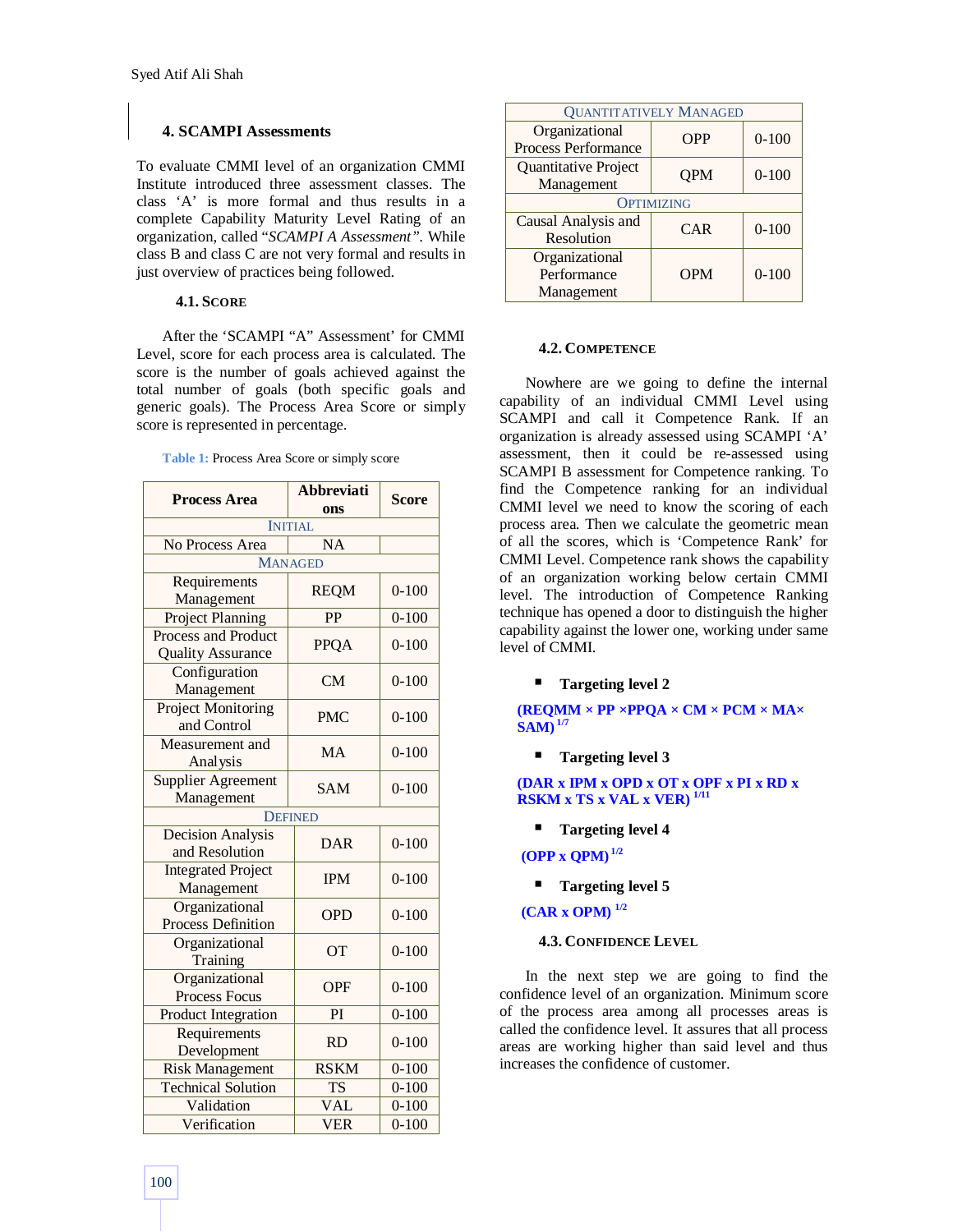## 4. SCAMPI Assessments

To evaluate CMMI level of an organization CMMI Institute introduced three assessment classes. The class 'A' is more formal and thus results in a complete Capability Maturity Level Rating of an organization, called "*SCAMPI A Assessment*". While class B and class C are not very formal and results in just overview of practices being followed.

### 4.1. Score

After the 'SCAMPI "A" Assessment' for CMMI Level, score for each process area is calculated. The score is the number of goals achieved against the total number of goals (both specific goals and generic goals). The Process Area Score or simply score is represented in percentage.

Table 1: Process Area Score or simply score

| Process Area | Abbreviations | Score |
|---|---|---|
| INITIAL | | |
| No Process Area | NA | |
| MANAGED | | |
| Requirements Management | REQM | 0-100 |
| Project Planning | PP | 0-100 |
| Process and Product Quality Assurance | PPQA | 0-100 |
| Configuration Management | CM | 0-100 |
| Project Monitoring and Control | PMC | 0-100 |
| Measurement and Analysis | MA | 0-100 |
| Supplier Agreement Management | SAM | 0-100 |
| DEFINED | | |
| Decision Analysis and Resolution | DAR | 0-100 |
| Integrated Project Management | IPM | 0-100 |
| Organizational Process Definition | OPD | 0-100 |
| Organizational Training | OT | 0-100 |
| Organizational Process Focus | OPF | 0-100 |
| Product Integration | PI | 0-100 |
| Requirements Development | RD | 0-100 |
| Risk Management | RSKM | 0-100 |
| Technical Solution | TS | 0-100 |
| Validation | VAL | 0-100 |
| Verification | VER | 0-100 |
| QUANTITATIVELY MANAGED | | |
| Organizational Process Performance | OPP | 0-100 |
| Quantitative Project Management | QPM | 0-100 |
| OPTIMIZING | | |
| Causal Analysis and Resolution | CAR | 0-100 |
| Organizational Performance Management | OPM | 0-100 |

### 4.2. Competence

Nowhere are we going to define the internal capability of an individual CMMI Level using SCAMPI and call it Competence Rank. If an organization is already assessed using SCAMPI 'A' assessment, then it could be re-assessed using SCAMPI B assessment for Competence ranking. To find the Competence ranking for an individual CMMI level we need to know the scoring of each process area. Then we calculate the geometric mean of all the scores, which is 'Competence Rank' for CMMI Level. Competence rank shows the capability of an organization working below certain CMMI level. The introduction of Competence Ranking technique has opened a door to distinguish the higher capability against the lower one, working under same level of CMMI.

- **Targeting level 2**

$$(REQMM \times PP \times PPQA \times CM \times PCM \times MA \times SAM)^{1/7}$$

- **Targeting level 3**

$$(DAR \times IPM \times OPD \times OT \times OPF \times PI \times RD \times RSKM \times TS \times VAL \times VER)^{1/11}$$

- **Targeting level 4**

$$(OPP \times QPM)^{1/2}$$

- **Targeting level 5**

$$(CAR \times OPM)^{1/2}$$

### 4.3. Confidence Level

In the next step we are going to find the confidence level of an organization. Minimum score of the process area among all processes areas is called the confidence level. It assures that all process areas are working higher than said level and thus increases the confidence of customer.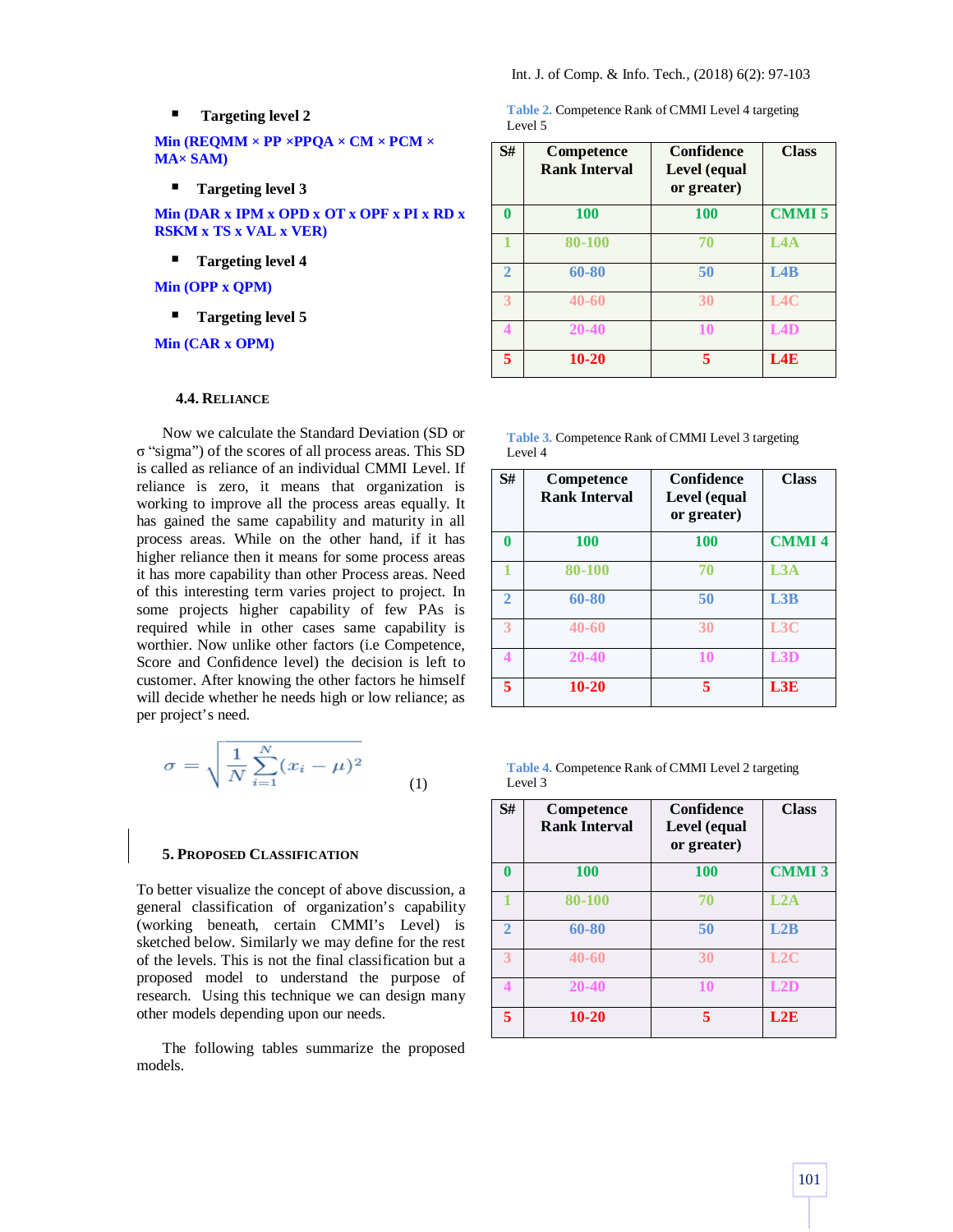- **Targeting level 2**

**Min (REQMM × PP ×PPQA × CM × PCM × MA× SAM)**

- **Targeting level 3**

**Min (DAR x IPM x OPD x OT x OPF x PI x RD x RSKM x TS x VAL x VER)**

- **Targeting level 4**

**Min (OPP x QPM)**

- **Targeting level 5**

**Min (CAR x OPM)**

### 4.4. RELIANCE

Now we calculate the Standard Deviation (SD or σ "sigma") of the scores of all process areas. This SD is called as reliance of an individual CMMI Level. If reliance is zero, it means that organization is working to improve all the process areas equally. It has gained the same capability and maturity in all process areas. While on the other hand, if it has higher reliance then it means for some process areas it has more capability than other Process areas. Need of this interesting term varies project to project. In some projects higher capability of few PAs is required while in other cases same capability is worthier. Now unlike other factors (i.e Competence, Score and Confidence level) the decision is left to customer. After knowing the other factors he himself will decide whether he needs high or low reliance; as per project's need.

$$\sigma = \sqrt{\frac{1}{N}\sum_{i=1}^{N}(x_i - \mu)^2} \quad (1)$$

## 5. PROPOSED CLASSIFICATION

To better visualize the concept of above discussion, a general classification of organization's capability (working beneath, certain CMMI's Level) is sketched below. Similarly we may define for the rest of the levels. This is not the final classification but a proposed model to understand the purpose of research. Using this technique we can design many other models depending upon our needs.

The following tables summarize the proposed models.

Table 2. Competence Rank of CMMI Level 4 targeting Level 5

| S# | Competence Rank Interval | Confidence Level (equal or greater) | Class |
|---|---|---|---|
| 0 | 100 | 100 | CMMI 5 |
| 1 | 80-100 | 70 | L4A |
| 2 | 60-80 | 50 | L4B |
| 3 | 40-60 | 30 | L4C |
| 4 | 20-40 | 10 | L4D |
| 5 | 10-20 | 5 | L4E |

Table 3. Competence Rank of CMMI Level 3 targeting Level 4

| S# | Competence Rank Interval | Confidence Level (equal or greater) | Class |
|---|---|---|---|
| 0 | 100 | 100 | CMMI 4 |
| 1 | 80-100 | 70 | L3A |
| 2 | 60-80 | 50 | L3B |
| 3 | 40-60 | 30 | L3C |
| 4 | 20-40 | 10 | L3D |
| 5 | 10-20 | 5 | L3E |

Table 4. Competence Rank of CMMI Level 2 targeting Level 3

| S# | Competence Rank Interval | Confidence Level (equal or greater) | Class |
|---|---|---|---|
| 0 | 100 | 100 | CMMI 3 |
| 1 | 80-100 | 70 | L2A |
| 2 | 60-80 | 50 | L2B |
| 3 | 40-60 | 30 | L2C |
| 4 | 20-40 | 10 | L2D |
| 5 | 10-20 | 5 | L2E |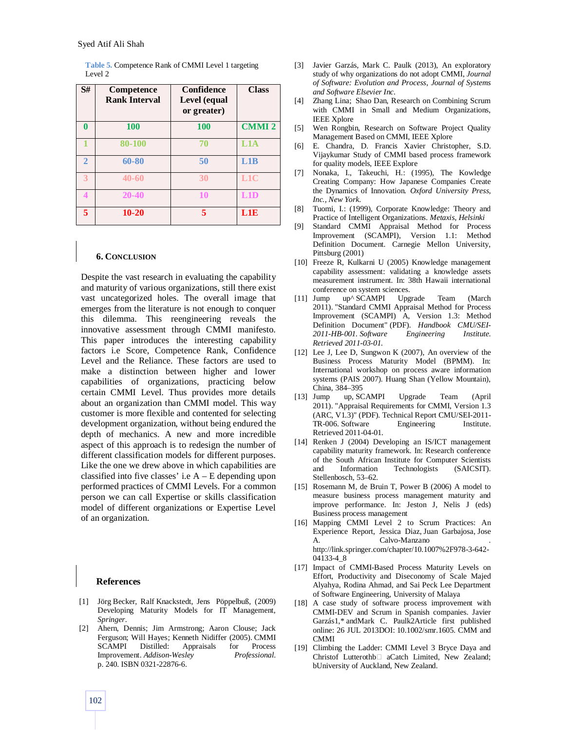**Table 5.** Competence Rank of CMMI Level 1 targeting Level 2

| S# | Competence Rank Interval | Confidence Level (equal or greater) | Class |
|---|---|---|---|
| 0 | 100 | 100 | CMMI 2 |
| 1 | 80-100 | 70 | L1A |
| 2 | 60-80 | 50 | L1B |
| 3 | 40-60 | 30 | L1C |
| 4 | 20-40 | 10 | L1D |
| 5 | 10-20 | 5 | L1E |

## 6. Conclusion

Despite the vast research in evaluating the capability and maturity of various organizations, still there exist vast uncategorized holes. The overall image that emerges from the literature is not enough to conquer this dilemma. This reengineering reveals the innovative assessment through CMMI manifesto. This paper introduces the interesting capability factors i.e Score, Competence Rank, Confidence Level and the Reliance. These factors are used to make a distinction between higher and lower capabilities of organizations, practicing below certain CMMI Level. Thus provides more details about an organization than CMMI model. This way customer is more flexible and contented for selecting development organization, without being endured the depth of mechanics. A new and more incredible aspect of this approach is to redesign the number of different classification models for different purposes. Like the one we drew above in which capabilities are classified into five classes' i.e A – E depending upon performed practices of CMMI Levels. For a common person we can call Expertise or skills classification model of different organizations or Expertise Level of an organization.

## References

[1] Jörg Becker, Ralf Knackstedt, Jens Pöppelbuß, (2009) Developing Maturity Models for IT Management, *Springer*.

[2] Ahern, Dennis; Jim Armstrong; Aaron Clouse; Jack Ferguson; Will Hayes; Kenneth Nidiffer (2005). CMMI SCAMPI Distilled: Appraisals for Process Improvement. *Addison-Wesley Professional*. p. 240. ISBN 0321-22876-6.

[3] Javier Garzás, Mark C. Paulk (2013), An exploratory study of why organizations do not adopt CMMI, *Journal of Software: Evolution and Process, Journal of Systems and Software Elsevier Inc.*

[4] Zhang Lina; Shao Dan, Research on Combining Scrum with CMMI in Small and Medium Organizations, IEEE Xplore

[5] Wen Rongbin, Research on Software Project Quality Management Based on CMMI, IEEE Xplore

[6] E. Chandra, D. Francis Xavier Christopher, S.D. Vijaykumar Study of CMMI based process framework for quality models, IEEE Explore

[7] Nonaka, I., Takeuchi, H.: (1995), The Kowledge Creating Company: How Japanese Companies Create the Dynamics of Innovation. *Oxford University Press, Inc., New York.*

[8] Tuomi, I.: (1999), Corporate Knowledge: Theory and Practice of Intelligent Organizations. *Metaxis, Helsinki*

[9] Standard CMMI Appraisal Method for Process Improvement (SCAMPI), Version 1.1: Method Definition Document. Carnegie Mellon University, Pittsburg (2001)

[10] Freeze R, Kulkarni U (2005) Knowledge management capability assessment: validating a knowledge assets measurement instrument. In: 38th Hawaii international conference on system sciences.

[11] Jump up^ SCAMPI Upgrade Team (March 2011). "Standard CMMI Appraisal Method for Process Improvement (SCAMPI) A, Version 1.3: Method Definition Document" (PDF). *Handbook CMU/SEI-2011-HB-001. Software Engineering Institute. Retrieved 2011-03-01.*

[12] Lee J, Lee D, Sungwon K (2007), An overview of the Business Process Maturity Model (BPMM). In: International workshop on process aware information systems (PAIS 2007). Huang Shan (Yellow Mountain), China, 384–395

[13] Jump up, SCAMPI Upgrade Team (April 2011). "Appraisal Requirements for CMMI, Version 1.3 (ARC, V1.3)" (PDF). Technical Report CMU/SEI-2011-TR-006. Software Engineering Institute. Retrieved 2011-04-01.

[14] Renken J (2004) Developing an IS/ICT management capability maturity framework. In: Research conference of the South African Institute for Computer Scientists and Information Technologists (SAICSIT). Stellenbosch, 53–62.

[15] Rosemann M, de Bruin T, Power B (2006) A model to measure business process management maturity and improve performance. In: Jeston J, Nelis J (eds) Business process management

[16] Mapping CMMI Level 2 to Scrum Practices: An Experience Report, Jessica Diaz, Juan Garbajosa, Jose A. Calvo-Manzano . http://link.springer.com/chapter/10.1007%2F978-3-642-04133-4_8

[17] Impact of CMMI-Based Process Maturity Levels on Effort, Productivity and Diseconomy of Scale Majed Alyahya, Rodina Ahmad, and Sai Peck Lee Department of Software Engineering, University of Malaya

[18] A case study of software process improvement with CMMI-DEV and Scrum in Spanish companies. Javier Garzás1,* andMark C. Paulk2Article first published online: 26 JUL 2013DOI: 10.1002/smr.1605. CMM and CMMI

[19] Climbing the Ladder: CMMI Level 3 Bryce Daya and Christof Lutterothb aCatch Limited, New Zealand; bUniversity of Auckland, New Zealand.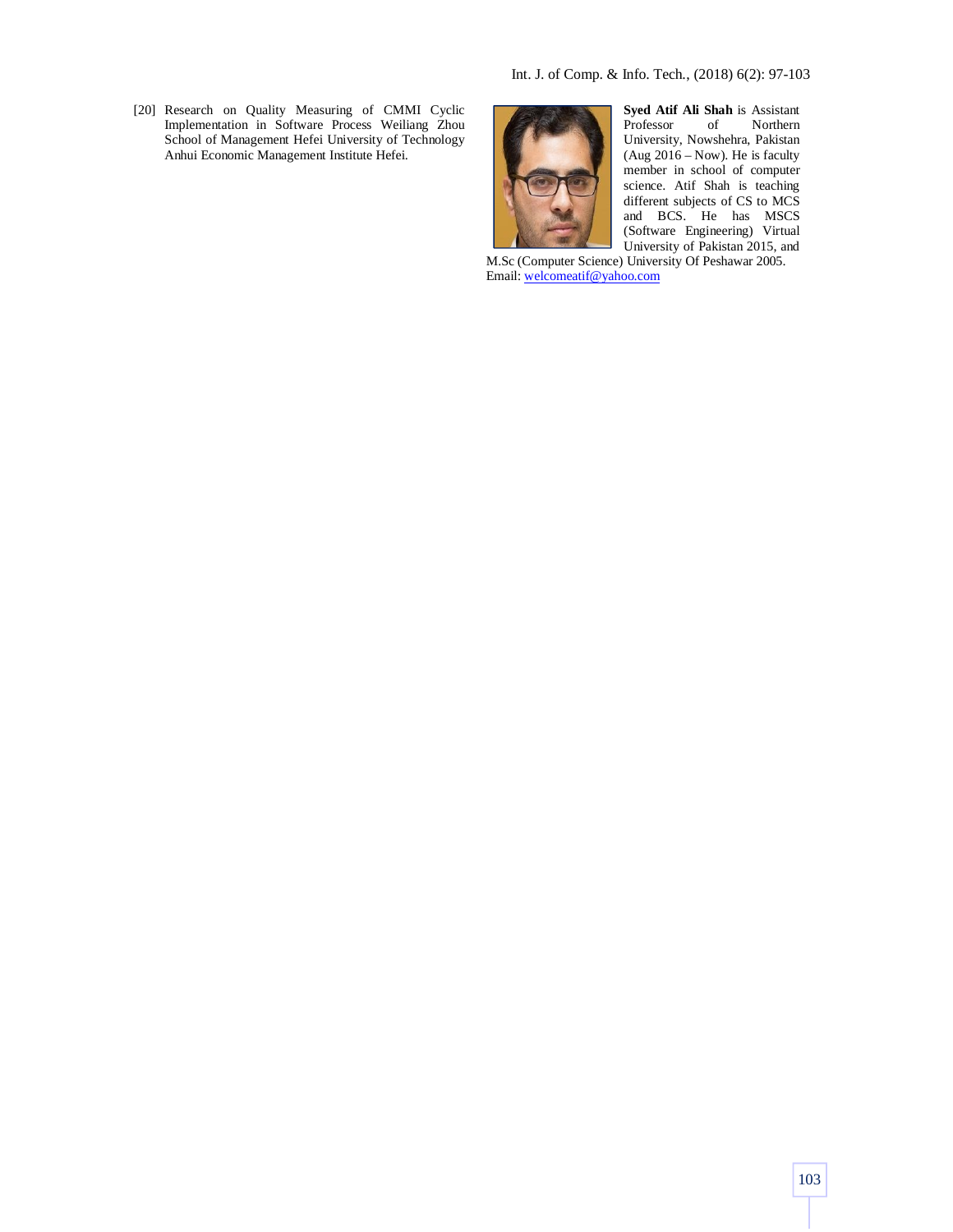[20] Research on Quality Measuring of CMMI Cyclic Implementation in Software Process Weiliang Zhou School of Management Hefei University of Technology Anhui Economic Management Institute Hefei.

**Syed Atif Ali Shah** is Assistant Professor of Northern University, Nowshehra, Pakistan (Aug 2016 – Now). He is faculty member in school of computer science. Atif Shah is teaching different subjects of CS to MCS and BCS. He has MSCS (Software Engineering) Virtual University of Pakistan 2015, and M.Sc (Computer Science) University Of Peshawar 2005.
Email: welcomeatif@yahoo.com